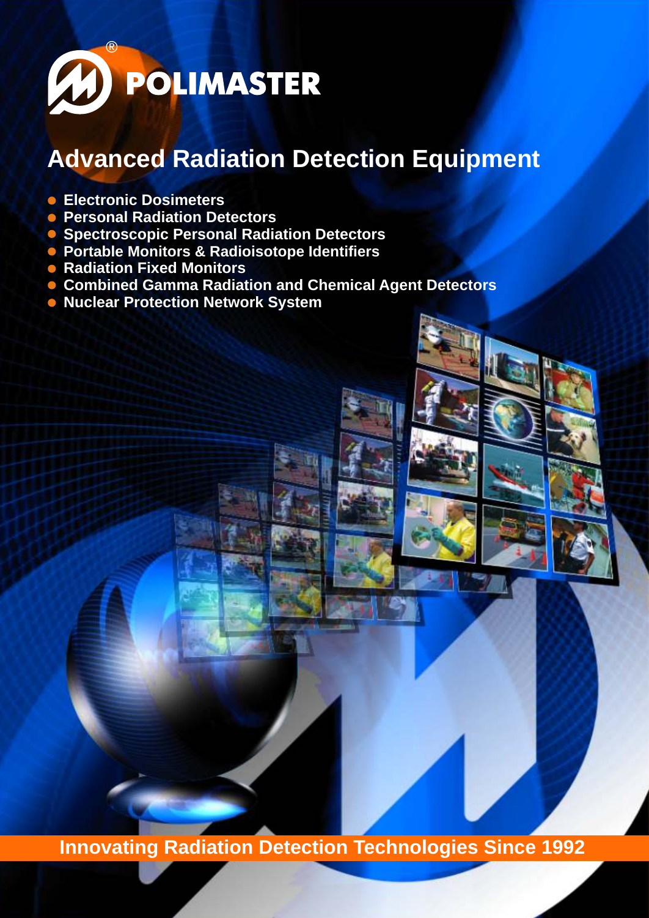POLIMASTER®

# Advanced Radiation Detection Equipment

- Electronic Dosimeters
- Personal Radiation Detectors
- Spectroscopic Personal Radiation Detectors
- Portable Monitors & Radioisotope Identifiers
- Radiation Fixed Monitors
- Combined Gamma Radiation and Chemical Agent Detectors
- Nuclear Protection Network System

**Innovating Radiation Detection Technologies Since 1992**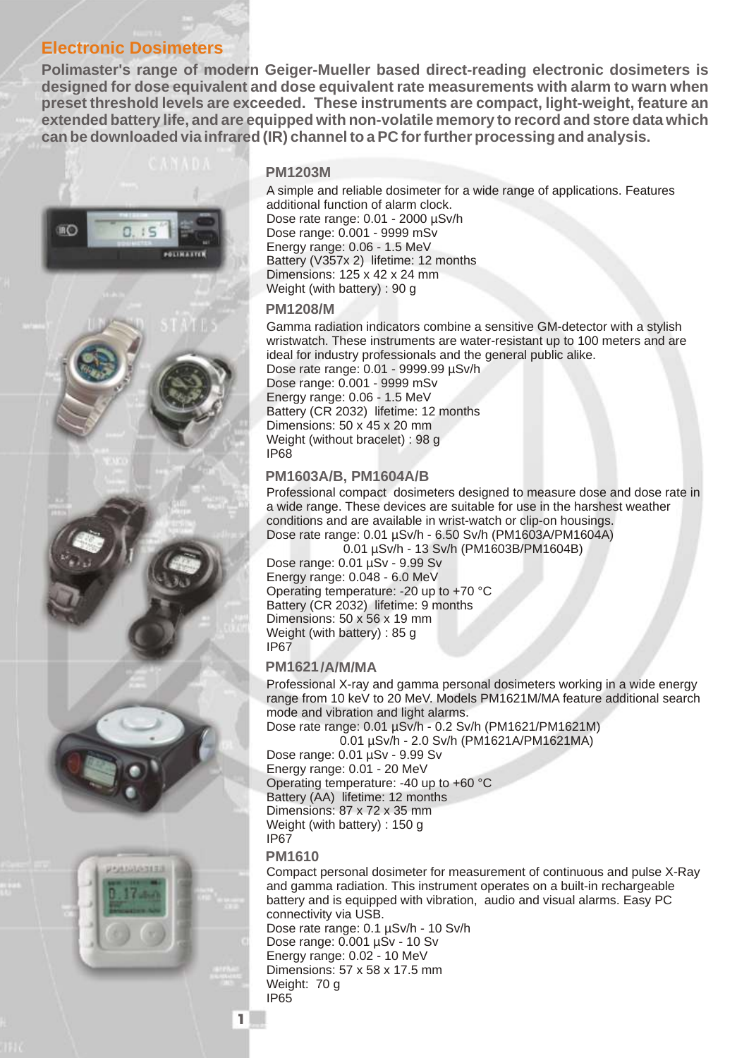## Electronic Dosimeters

**Polimaster's range of modern Geiger-Mueller based direct-reading electronic dosimeters is designed for dose equivalent and dose equivalent rate measurements with alarm to warn when preset threshold levels are exceeded. These instruments are compact, light-weight, feature an extended battery life, and are equipped with non-volatile memory to record and store data which can be downloaded via infrared (IR) channel to a PC for further processing and analysis.**

### PM1203M

A simple and reliable dosimeter for a wide range of applications. Features additional function of alarm clock.
Dose rate range: 0.01 - 2000 µSv/h
Dose range: 0.001 - 9999 mSv
Energy range: 0.06 - 1.5 MeV
Battery (V357x 2) lifetime: 12 months
Dimensions: 125 x 42 x 24 mm
Weight (with battery) : 90 g

### PM1208/M

Gamma radiation indicators combine a sensitive GM-detector with a stylish wristwatch. These instruments are water-resistant up to 100 meters and are ideal for industry professionals and the general public alike.
Dose rate range: 0.01 - 9999.99 µSv/h
Dose range: 0.001 - 9999 mSv
Energy range: 0.06 - 1.5 MeV
Battery (CR 2032) lifetime: 12 months
Dimensions: 50 x 45 x 20 mm
Weight (without bracelet) : 98 g
IP68

### PM1603A/B, PM1604A/B

Professional compact dosimeters designed to measure dose and dose rate in a wide range. These devices are suitable for use in the harshest weather conditions and are available in wrist-watch or clip-on housings.
Dose rate range: 0.01 µSv/h - 6.50 Sv/h (PM1603A/PM1604A)
0.01 µSv/h - 13 Sv/h (PM1603B/PM1604B)
Dose range: 0.01 µSv - 9.99 Sv
Energy range: 0.048 - 6.0 MeV
Operating temperature: -20 up to +70 °C
Battery (CR 2032) lifetime: 9 months
Dimensions: 50 x 56 x 19 mm
Weight (with battery) : 85 g
IP67

### PM1621/A/M/MA

Professional X-ray and gamma personal dosimeters working in a wide energy range from 10 keV to 20 MeV. Models PM1621M/MA feature additional search mode and vibration and light alarms.
Dose rate range: 0.01 µSv/h - 0.2 Sv/h (PM1621/PM1621M)
0.01 µSv/h - 2.0 Sv/h (PM1621A/PM1621MA)
Dose range: 0.01 µSv - 9.99 Sv
Energy range: 0.01 - 20 MeV
Operating temperature: -40 up to +60 °C
Battery (AA) lifetime: 12 months
Dimensions: 87 x 72 x 35 mm
Weight (with battery) : 150 g
IP67

### PM1610

Compact personal dosimeter for measurement of continuous and pulse X-Ray and gamma radiation. This instrument operates on a built-in rechargeable battery and is equipped with vibration, audio and visual alarms. Easy PC connectivity via USB.
Dose rate range: 0.1 µSv/h - 10 Sv/h
Dose range: 0.001 µSv - 10 Sv
Energy range: 0.02 - 10 MeV
Dimensions: 57 x 58 x 17.5 mm
Weight: 70 g
IP65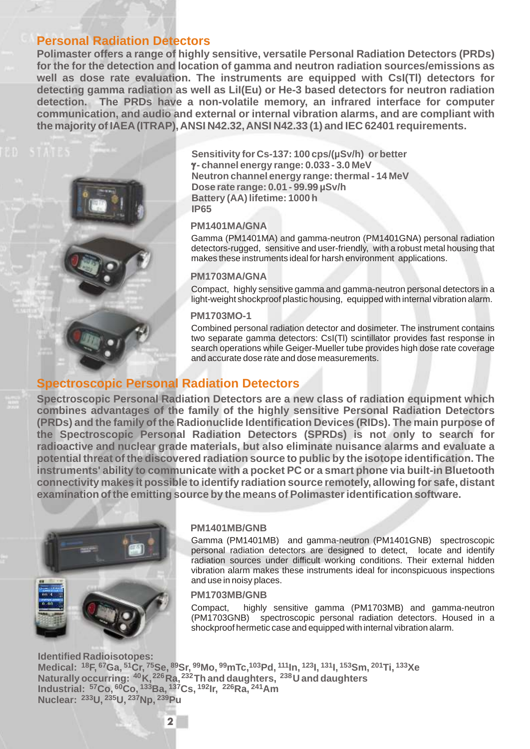## Personal Radiation Detectors

**Polimaster offers a range of highly sensitive, versatile Personal Radiation Detectors (PRDs) for the for the detection and location of gamma and neutron radiation sources/emissions as well as dose rate evaluation. The instruments are equipped with CsI(Tl) detectors for detecting gamma radiation as well as LiI(Eu) or He-3 based detectors for neutron radiation detection. The PRDs have a non-volatile memory, an infrared interface for computer communication, and audio and external or internal vibration alarms, and are compliant with the majority of IAEA (ITRAP), ANSI N42.32, ANSI N42.33 (1) and IEC 62401 requirements.**

**Sensitivity for Cs-137: 100 cps/(µSv/h) or better**
**γ- channel energy range: 0.033 - 3.0 MeV**
**Neutron channel energy range: thermal - 14 MeV**
**Dose rate range: 0.01 - 99.99 µSv/h**
**Battery (AA) lifetime: 1000 h**
**IP65**

### PM1401MA/GNA

Gamma (PM1401MA) and gamma-neutron (PM1401GNA) personal radiation detectors-rugged, sensitive and user-friendly, with a robust metal housing that makes these instruments ideal for harsh environment applications.

### PM1703MA/GNA

Compact, highly sensitive gamma and gamma-neutron personal detectors in a light-weight shockproof plastic housing, equipped with internal vibration alarm.

### PM1703MO-1

Combined personal radiation detector and dosimeter. The instrument contains two separate gamma detectors: CsI(Tl) scintillator provides fast response in search operations while Geiger-Mueller tube provides high dose rate coverage and accurate dose rate and dose measurements.

## Spectroscopic Personal Radiation Detectors

**Spectroscopic Personal Radiation Detectors are a new class of radiation equipment which combines advantages of the family of the highly sensitive Personal Radiation Detectors (PRDs) and the family of the Radionuclide Identification Devices (RIDs). The main purpose of the Spectroscopic Personal Radiation Detectors (SPRDs) is not only to search for radioactive and nuclear grade materials, but also eliminate nuisance alarms and evaluate a potential threat of the discovered radiation source to public by the isotope identification. The instruments' ability to communicate with a pocket PC or a smart phone via built-in Bluetooth connectivity makes it possible to identify radiation source remotely, allowing for safe, distant examination of the emitting source by the means of Polimaster identification software.**

### PM1401MB/GNB

Gamma (PM1401MB) and gamma-neutron (PM1401GNB) spectroscopic personal radiation detectors are designed to detect, locate and identify radiation sources under difficult working conditions. Their external hidden vibration alarm makes these instruments ideal for inconspicuous inspections and use in noisy places.

### PM1703MB/GNB

Compact, highly sensitive gamma (PM1703MB) and gamma-neutron (PM1703GNB) spectroscopic personal radiation detectors. Housed in a shockproof hermetic case and equipped with internal vibration alarm.

**Identified Radioisotopes:**
**Medical:** $^{18}$F, $^{67}$Ga, $^{51}$Cr, $^{75}$Se, $^{89}$Sr, $^{99}$Mo, $^{99}$mTc, $^{103}$Pd, $^{111}$In, $^{123}$I, $^{131}$I, $^{153}$Sm, $^{201}$Ti, $^{133}$Xe
**Naturally occurring:** $^{40}$K, $^{226}$Ra, $^{232}$Th and daughters, $^{238}$U and daughters
**Industrial:** $^{57}$Co, $^{60}$Co, $^{133}$Ba, $^{137}$Cs, $^{192}$Ir, $^{226}$Ra, $^{241}$Am
**Nuclear:** $^{233}$U, $^{235}$U, $^{237}$Np, $^{239}$Pu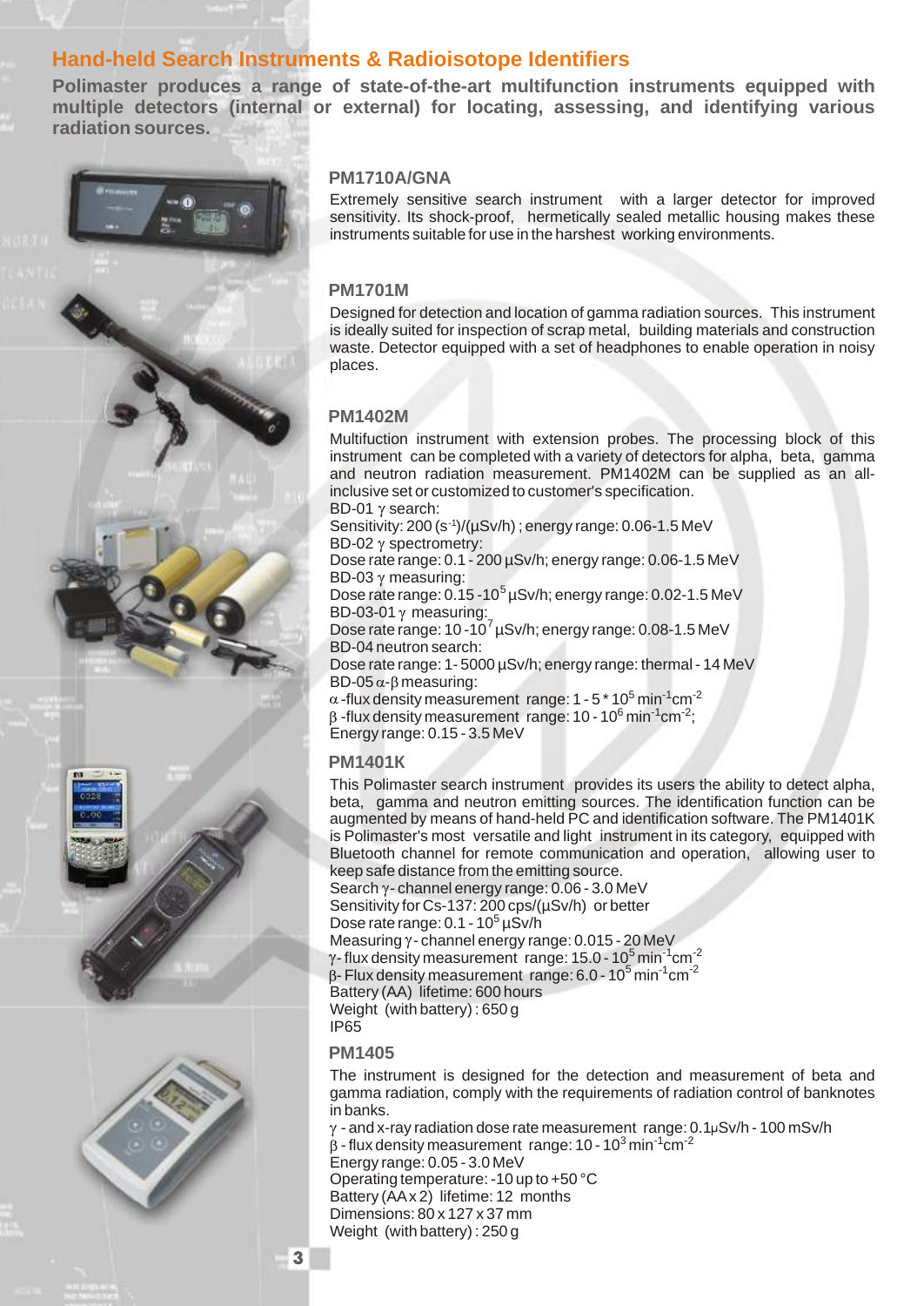# Hand-held Search Instruments & Radioisotope Identifiers

**Polimaster produces a range of state-of-the-art multifunction instruments equipped with multiple detectors (internal or external) for locating, assessing, and identifying various radiation sources.**

### PM1710A/GNA

Extremely sensitive search instrument with a larger detector for improved sensitivity. Its shock-proof, hermetically sealed metallic housing makes these instruments suitable for use in the harshest working environments.

### PM1701M

Designed for detection and location of gamma radiation sources. This instrument is ideally suited for inspection of scrap metal, building materials and construction waste. Detector equipped with a set of headphones to enable operation in noisy places.

### PM1402M

Multifuction instrument with extension probes. The processing block of this instrument can be completed with a variety of detectors for alpha, beta, gamma and neutron radiation measurement. PM1402M can be supplied as an all-inclusive set or customized to customer's specification.

BD-01 $\gamma$ search:
Sensitivity: 200 $(s^{-1})/(\mu Sv/h)$ ; energy range: 0.06-1.5 MeV
BD-02 $\gamma$ spectrometry:
Dose rate range: 0.1 - 200 µSv/h; energy range: 0.06-1.5 MeV
BD-03 $\gamma$ measuring:
Dose rate range: 0.15 - $10^5$ µSv/h; energy range: 0.02-1.5 MeV
BD-03-01 $\gamma$ measuring:
Dose rate range: 10 - $10^7$ µSv/h; energy range: 0.08-1.5 MeV
BD-04 neutron search:
Dose rate range: 1- 5000 µSv/h; energy range: thermal - 14 MeV
BD-05 $\alpha$-$\beta$ measuring:
$\alpha$ -flux density measurement range: 1 - 5 * $10^5$ $min^{-1}cm^{-2}$
$\beta$ -flux density measurement range: 10 - $10^6$ $min^{-1}cm^{-2}$;
Energy range: 0.15 - 3.5 MeV

### PM1401K

This Polimaster search instrument provides its users the ability to detect alpha, beta, gamma and neutron emitting sources. The identification function can be augmented by means of hand-held PC and identification software. The PM1401K is Polimaster's most versatile and light instrument in its category, equipped with Bluetooth channel for remote communication and operation, allowing user to keep safe distance from the emitting source.

Search $\gamma$- channel energy range: 0.06 - 3.0 MeV
Sensitivity for Cs-137: 200 cps/(µSv/h) or better
Dose rate range: 0.1 - $10^5$ µSv/h
Measuring $\gamma$ - channel energy range: 0.015 - 20 MeV
$\gamma$- flux density measurement range: 15.0 - $10^5$ $min^{-1}cm^{-2}$
$\beta$- Flux density measurement range: 6.0 - $10^5$ $min^{-1}cm^{-2}$
Battery (AA) lifetime: 600 hours
Weight (with battery) : 650 g
IP65

### PM1405

The instrument is designed for the detection and measurement of beta and gamma radiation, comply with the requirements of radiation control of banknotes in banks.

$\gamma$ - and x-ray radiation dose rate measurement range: 0.1µSv/h - 100 mSv/h
$\beta$ - flux density measurement range: 10 - $10^3$ $min^{-1}cm^{-2}$
Energy range: 0.05 - 3.0 MeV
Operating temperature: -10 up to +50 °C
Battery (AA x 2) lifetime: 12 months
Dimensions: 80 x 127 x 37 mm
Weight (with battery) : 250 g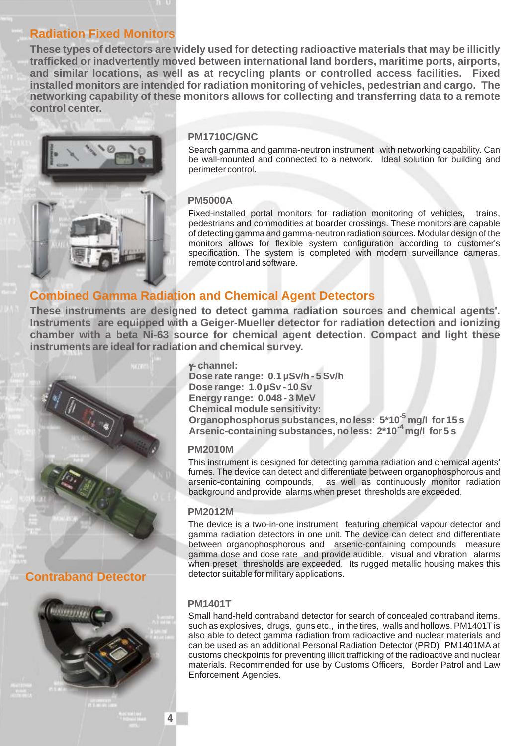## Radiation Fixed Monitors

**These types of detectors are widely used for detecting radioactive materials that may be illicitly trafficked or inadvertently moved between international land borders, maritime ports, airports, and similar locations, as well as at recycling plants or controlled access facilities. Fixed installed monitors are intended for radiation monitoring of vehicles, pedestrian and cargo. The networking capability of these monitors allows for collecting and transferring data to a remote control center.**

### PM1710C/GNC

Search gamma and gamma-neutron instrument with networking capability. Can be wall-mounted and connected to a network. Ideal solution for building and perimeter control.

### PM5000A

Fixed-installed portal monitors for radiation monitoring of vehicles, trains, pedestrians and commodities at boarder crossings. These monitors are capable of detecting gamma and gamma-neutron radiation sources. Modular design of the monitors allows for flexible system configuration according to customer's specification. The system is completed with modern surveillance cameras, remote control and software.

## Combined Gamma Radiation and Chemical Agent Detectors

**These instruments are designed to detect gamma radiation sources and chemical agents'. Instruments are equipped with a Geiger-Mueller detector for radiation detection and ionizing chamber with a beta Ni-63 source for chemical agent detection. Compact and light these instruments are ideal for radiation and chemical survey.**

**γ- channel:**
**Dose rate range: 0.1 µSv/h - 5 Sv/h**
**Dose range: 1.0 µSv - 10 Sv**
**Energy range: 0.048 - 3 MeV**
**Chemical module sensitivity:**
**Organophosphorus substances, no less: $5*10^{-5}$ mg/l for 15 s**
**Arsenic-containing substances, no less: $2*10^{-4}$ mg/l for 5 s**

### PM2010M

This instrument is designed for detecting gamma radiation and chemical agents' fumes. The device can detect and differentiate between organophosphorous and arsenic-containing compounds, as well as continuously monitor radiation background and provide alarms when preset thresholds are exceeded.

### PM2012M

The device is a two-in-one instrument featuring chemical vapour detector and gamma radiation detectors in one unit. The device can detect and differentiate between organophosphorous and arsenic-containing compounds measure gamma dose and dose rate and provide audible, visual and vibration alarms when preset thresholds are exceeded. Its rugged metallic housing makes this detector suitable for military applications.

## Contraband Detector

### PM1401T

Small hand-held contraband detector for search of concealed contraband items, such as explosives, drugs, guns etc., in the tires, walls and hollows. PM1401T is also able to detect gamma radiation from radioactive and nuclear materials and can be used as an additional Personal Radiation Detector (PRD) PM1401MA at customs checkpoints for preventing illicit trafficking of the radioactive and nuclear materials. Recommended for use by Customs Officers, Border Patrol and Law Enforcement Agencies.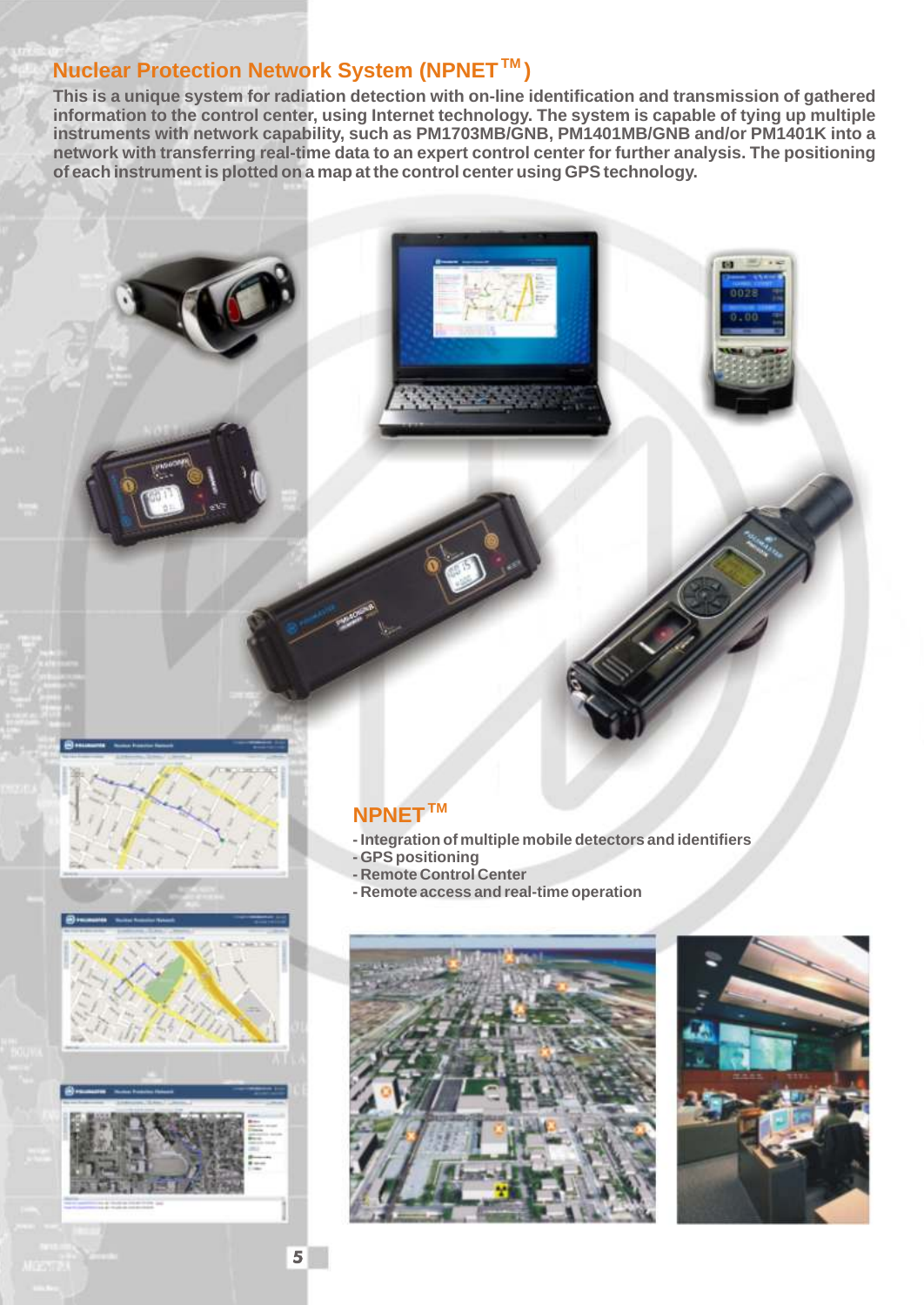## Nuclear Protection Network System (NPNET™)

**This is a unique system for radiation detection with on-line identification and transmission of gathered information to the control center, using Internet technology. The system is capable of tying up multiple instruments with network capability, such as PM1703MB/GNB, PM1401MB/GNB and/or PM1401K into a network with transferring real-time data to an expert control center for further analysis. The positioning of each instrument is plotted on a map at the control center using GPS technology.**

## NPNET™

- Integration of multiple mobile detectors and identifiers
- GPS positioning
- Remote Control Center
- Remote access and real-time operation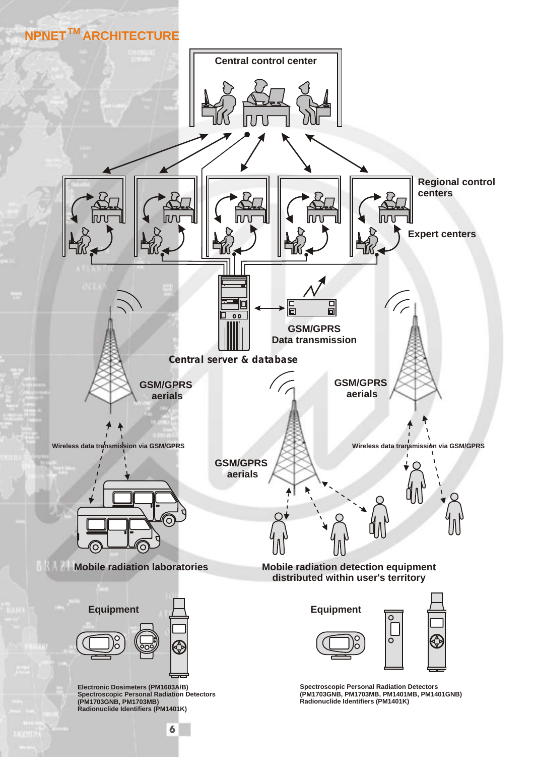# NPNET™ ARCHITECTURE

Central control center

Regional control centers

Expert centers

GSM/GPRS Data transmission

Central server & database

GSM/GPRS aerials

GSM/GPRS aerials

GSM/GPRS aerials

Wireless data transmission via GSM/GPRS

Wireless data transmission via GSM/GPRS

Mobile radiation laboratories

Mobile radiation detection equipment distributed within user's territory

Equipment

Electronic Dosimeters (PM1603A/B)
Spectroscopic Personal Radiation Detectors (PM1703GNB, PM1703MB)
Radionuclide Identifiers (PM1401K)

Equipment

Spectroscopic Personal Radiation Detectors (PM1703GNB, PM1703MB, PM1401MB, PM1401GNB)
Radionuclide Identifiers (PM1401K)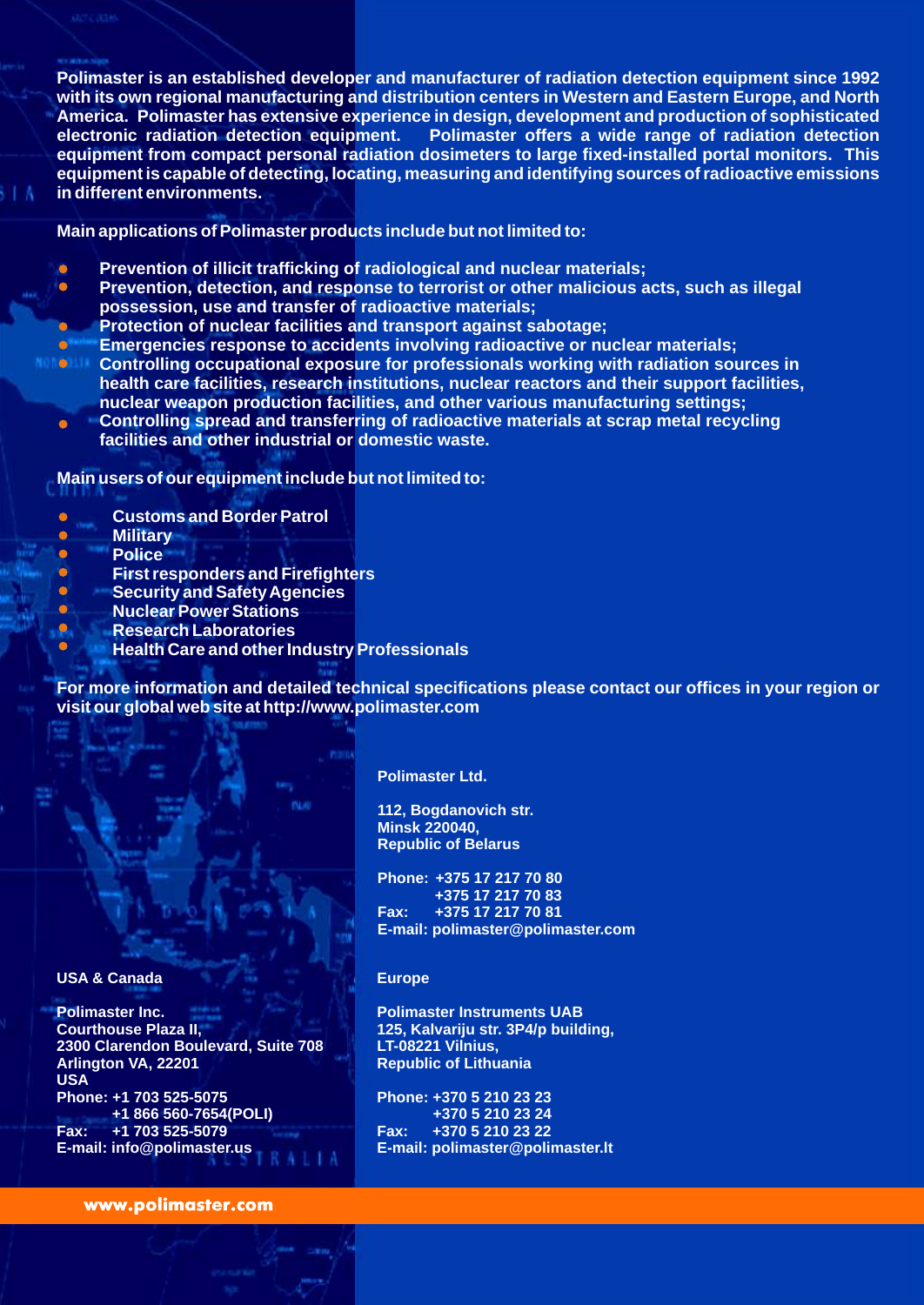Polimaster is an established developer and manufacturer of radiation detection equipment since 1992 with its own regional manufacturing and distribution centers in Western and Eastern Europe, and North America. Polimaster has extensive experience in design, development and production of sophisticated electronic radiation detection equipment. Polimaster offers a wide range of radiation detection equipment from compact personal radiation dosimeters to large fixed-installed portal monitors. This equipment is capable of detecting, locating, measuring and identifying sources of radioactive emissions in different environments.

Main applications of Polimaster products include but not limited to:

- Prevention of illicit trafficking of radiological and nuclear materials;
- Prevention, detection, and response to terrorist or other malicious acts, such as illegal possession, use and transfer of radioactive materials;
- Protection of nuclear facilities and transport against sabotage;
- Emergencies response to accidents involving radioactive or nuclear materials;
- Controlling occupational exposure for professionals working with radiation sources in health care facilities, research institutions, nuclear reactors and their support facilities, nuclear weapon production facilities, and other various manufacturing settings;
- Controlling spread and transferring of radioactive materials at scrap metal recycling facilities and other industrial or domestic waste.

Main users of our equipment include but not limited to:

- Customs and Border Patrol
- Military
- Police
- First responders and Firefighters
- Security and Safety Agencies
- Nuclear Power Stations
- Research Laboratories
- Health Care and other Industry Professionals

For more information and detailed technical specifications please contact our offices in your region or visit our global web site at http://www.polimaster.com

**Polimaster Ltd.**

112, Bogdanovich str.
Minsk 220040,
Republic of Belarus

Phone: +375 17 217 70 80
+375 17 217 70 83
Fax: +375 17 217 70 81
E-mail: polimaster@polimaster.com

**USA & Canada**

Polimaster Inc.
Courthouse Plaza II,
2300 Clarendon Boulevard, Suite 708
Arlington VA, 22201
USA
Phone: +1 703 525-5075
+1 866 560-7654(POLI)
Fax: +1 703 525-5079
E-mail: info@polimaster.us

**Europe**

Polimaster Instruments UAB
125, Kalvariju str. 3P4/p building,
LT-08221 Vilnius,
Republic of Lithuania

Phone: +370 5 210 23 23
+370 5 210 23 24
Fax: +370 5 210 23 22
E-mail: polimaster@polimaster.lt

www.polimaster.com